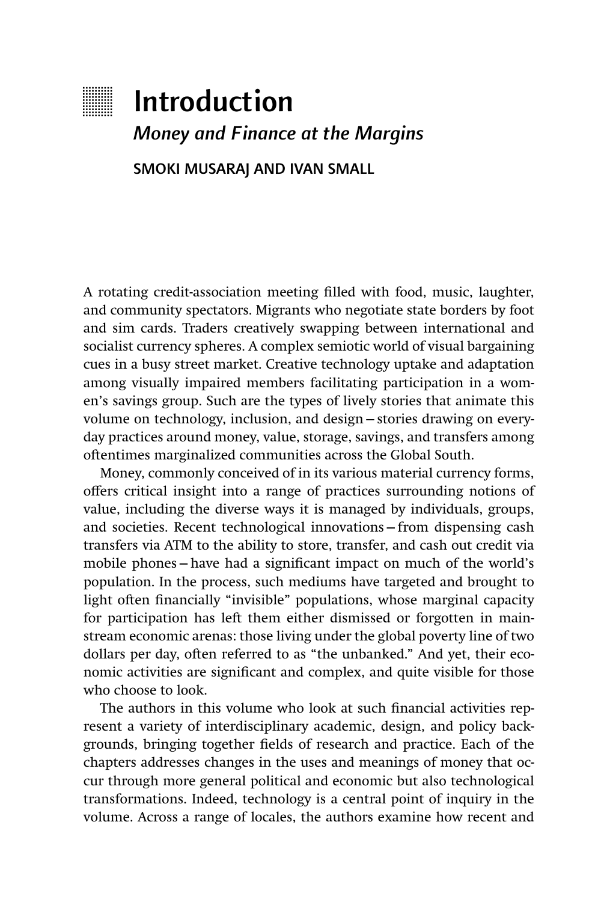# Introduction

## *Money and Finance at the Margins*

**SMOKI MUSARAJ AND IVAN SMALL**

A rotating credit-association meeting filled with food, music, laughter, and community spectators. Migrants who negotiate state borders by foot and sim cards. Traders creatively swapping between international and socialist currency spheres. A complex semiotic world of visual bargaining cues in a busy street market. Creative technology uptake and adaptation among visually impaired members facilitating participation in a women's savings group. Such are the types of lively stories that animate this volume on technology, inclusion, and design – stories drawing on everyday practices around money, value, storage, savings, and transfers among oftentimes marginalized communities across the Global South.

Money, commonly conceived of in its various material currency forms, offers critical insight into a range of practices surrounding notions of value, including the diverse ways it is managed by individuals, groups, and societies. Recent technological innovations – from dispensing cash transfers via ATM to the ability to store, transfer, and cash out credit via mobile phones – have had a significant impact on much of the world's population. In the process, such mediums have targeted and brought to light often financially "invisible" populations, whose marginal capacity for participation has left them either dismissed or forgotten in mainstream economic arenas: those living under the global poverty line of two dollars per day, often referred to as "the unbanked." And yet, their economic activities are significant and complex, and quite visible for those who choose to look.

The authors in this volume who look at such financial activities represent a variety of interdisciplinary academic, design, and policy backgrounds, bringing together fields of research and practice. Each of the chapters addresses changes in the uses and meanings of money that occur through more general political and economic but also technological transformations. Indeed, technology is a central point of inquiry in the volume. Across a range of locales, the authors examine how recent and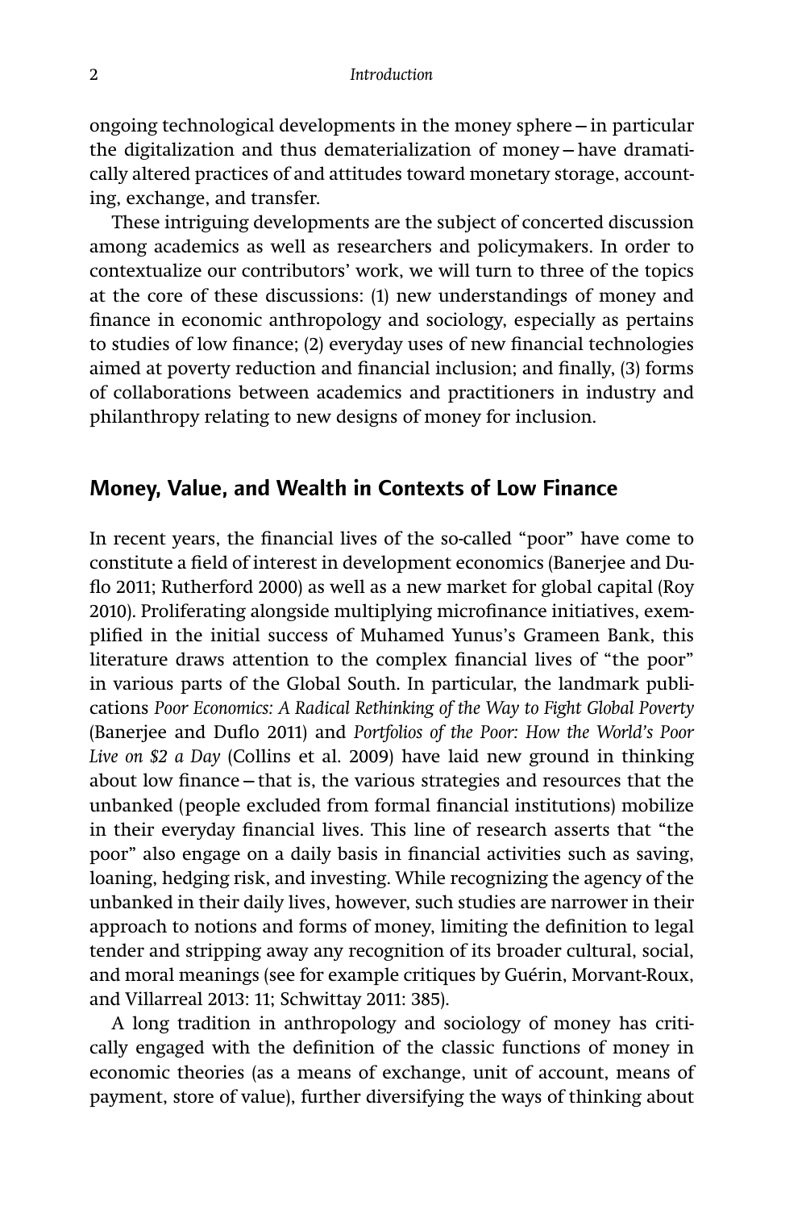ongoing technological developments in the money sphere – in particular the digitalization and thus dematerialization of money – have dramatically altered practices of and attitudes toward monetary storage, accounting, exchange, and transfer.

These intriguing developments are the subject of concerted discussion among academics as well as researchers and policymakers. In order to contextualize our contributors' work, we will turn to three of the topics at the core of these discussions: (1) new understandings of money and finance in economic anthropology and sociology, especially as pertains to studies of low finance; (2) everyday uses of new financial technologies aimed at poverty reduction and financial inclusion; and finally, (3) forms of collaborations between academics and practitioners in industry and philanthropy relating to new designs of money for inclusion.

## Money, Value, and Wealth in Contexts of Low Finance

In recent years, the financial lives of the so-called "poor" have come to constitute a field of interest in development economics (Banerjee and Duflo 2011; Rutherford 2000) as well as a new market for global capital (Roy 2010). Proliferating alongside multiplying microfinance initiatives, exemplified in the initial success of Muhamed Yunus's Grameen Bank, this literature draws attention to the complex financial lives of "the poor" in various parts of the Global South. In particular, the landmark publications *Poor Economics: A Radical Rethinking of the Way to Fight Global Poverty* (Banerjee and Duflo 2011) and *Portfolios of the Poor: How the World's Poor Live on $2 a Day* (Collins et al. 2009) have laid new ground in thinking about low finance – that is, the various strategies and resources that the unbanked (people excluded from formal financial institutions) mobilize in their everyday financial lives. This line of research asserts that "the poor" also engage on a daily basis in financial activities such as saving, loaning, hedging risk, and investing. While recognizing the agency of the unbanked in their daily lives, however, such studies are narrower in their approach to notions and forms of money, limiting the definition to legal tender and stripping away any recognition of its broader cultural, social, and moral meanings (see for example critiques by Guérin, Morvant-Roux, and Villarreal 2013: 11; Schwittay 2011: 385).

A long tradition in anthropology and sociology of money has critically engaged with the definition of the classic functions of money in economic theories (as a means of exchange, unit of account, means of payment, store of value), further diversifying the ways of thinking about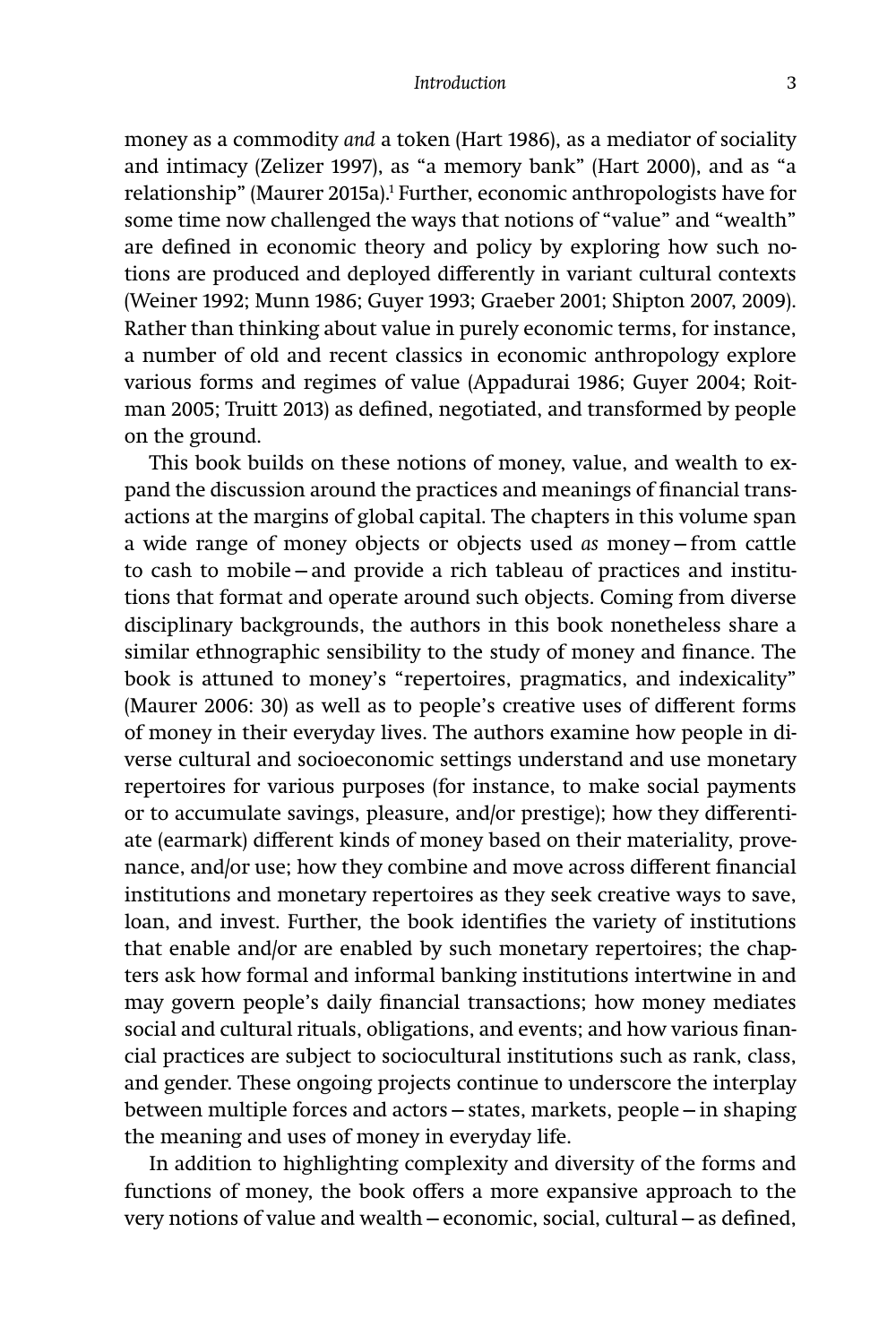money as a commodity *and* a token (Hart 1986), as a mediator of sociality and intimacy (Zelizer 1997), as "a memory bank" (Hart 2000), and as "a relationship" (Maurer 2015a).[1] Further, economic anthropologists have for some time now challenged the ways that notions of "value" and "wealth" are defined in economic theory and policy by exploring how such notions are produced and deployed differently in variant cultural contexts (Weiner 1992; Munn 1986; Guyer 1993; Graeber 2001; Shipton 2007, 2009). Rather than thinking about value in purely economic terms, for instance, a number of old and recent classics in economic anthropology explore various forms and regimes of value (Appadurai 1986; Guyer 2004; Roitman 2005; Truitt 2013) as defined, negotiated, and transformed by people on the ground.

This book builds on these notions of money, value, and wealth to expand the discussion around the practices and meanings of financial transactions at the margins of global capital. The chapters in this volume span a wide range of money objects or objects used *as* money – from cattle to cash to mobile – and provide a rich tableau of practices and institutions that format and operate around such objects. Coming from diverse disciplinary backgrounds, the authors in this book nonetheless share a similar ethnographic sensibility to the study of money and finance. The book is attuned to money's "repertoires, pragmatics, and indexicality" (Maurer 2006: 30) as well as to people's creative uses of different forms of money in their everyday lives. The authors examine how people in diverse cultural and socioeconomic settings understand and use monetary repertoires for various purposes (for instance, to make social payments or to accumulate savings, pleasure, and/or prestige); how they differentiate (earmark) different kinds of money based on their materiality, provenance, and/or use; how they combine and move across different financial institutions and monetary repertoires as they seek creative ways to save, loan, and invest. Further, the book identifies the variety of institutions that enable and/or are enabled by such monetary repertoires; the chapters ask how formal and informal banking institutions intertwine in and may govern people's daily financial transactions; how money mediates social and cultural rituals, obligations, and events; and how various financial practices are subject to sociocultural institutions such as rank, class, and gender. These ongoing projects continue to underscore the interplay between multiple forces and actors – states, markets, people – in shaping the meaning and uses of money in everyday life.

In addition to highlighting complexity and diversity of the forms and functions of money, the book offers a more expansive approach to the very notions of value and wealth – economic, social, cultural – as defined,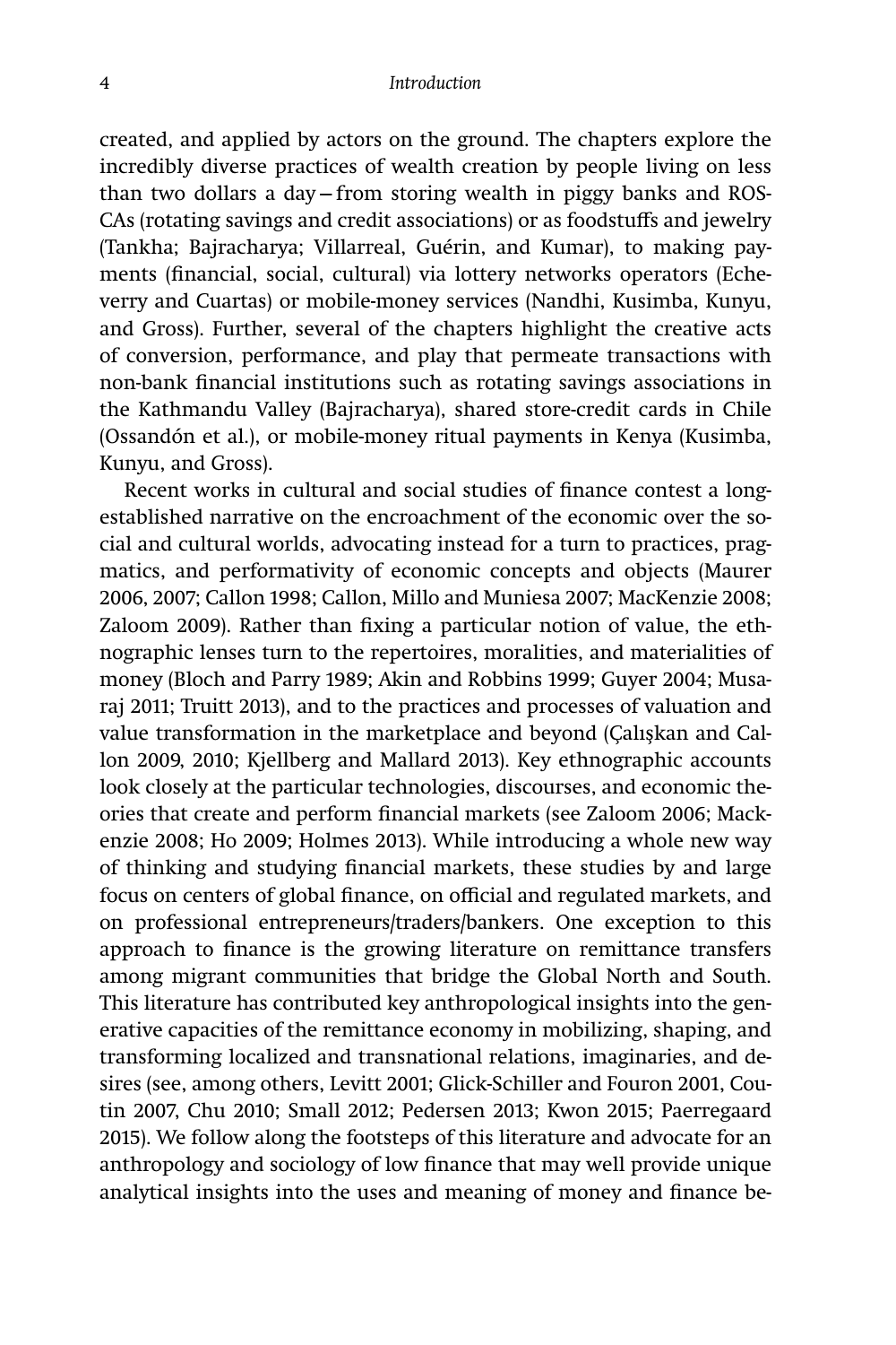created, and applied by actors on the ground. The chapters explore the incredibly diverse practices of wealth creation by people living on less than two dollars a day – from storing wealth in piggy banks and ROSCAs (rotating savings and credit associations) or as foodstuffs and jewelry (Tankha; Bajracharya; Villarreal, Guérin, and Kumar), to making payments (financial, social, cultural) via lottery networks operators (Echeverry and Cuartas) or mobile-money services (Nandhi, Kusimba, Kunyu, and Gross). Further, several of the chapters highlight the creative acts of conversion, performance, and play that permeate transactions with non-bank financial institutions such as rotating savings associations in the Kathmandu Valley (Bajracharya), shared store-credit cards in Chile (Ossandón et al.), or mobile-money ritual payments in Kenya (Kusimba, Kunyu, and Gross).

Recent works in cultural and social studies of finance contest a long-established narrative on the encroachment of the economic over the social and cultural worlds, advocating instead for a turn to practices, pragmatics, and performativity of economic concepts and objects (Maurer 2006, 2007; Callon 1998; Callon, Millo and Muniesa 2007; MacKenzie 2008; Zaloom 2009). Rather than fixing a particular notion of value, the ethnographic lenses turn to the repertoires, moralities, and materialities of money (Bloch and Parry 1989; Akin and Robbins 1999; Guyer 2004; Musaraj 2011; Truitt 2013), and to the practices and processes of valuation and value transformation in the marketplace and beyond (Çalışkan and Callon 2009, 2010; Kjellberg and Mallard 2013). Key ethnographic accounts look closely at the particular technologies, discourses, and economic theories that create and perform financial markets (see Zaloom 2006; Mackenzie 2008; Ho 2009; Holmes 2013). While introducing a whole new way of thinking and studying financial markets, these studies by and large focus on centers of global finance, on official and regulated markets, and on professional entrepreneurs/traders/bankers. One exception to this approach to finance is the growing literature on remittance transfers among migrant communities that bridge the Global North and South. This literature has contributed key anthropological insights into the generative capacities of the remittance economy in mobilizing, shaping, and transforming localized and transnational relations, imaginaries, and desires (see, among others, Levitt 2001; Glick-Schiller and Fouron 2001, Coutin 2007, Chu 2010; Small 2012; Pedersen 2013; Kwon 2015; Paerregaard 2015). We follow along the footsteps of this literature and advocate for an anthropology and sociology of low finance that may well provide unique analytical insights into the uses and meaning of money and finance be-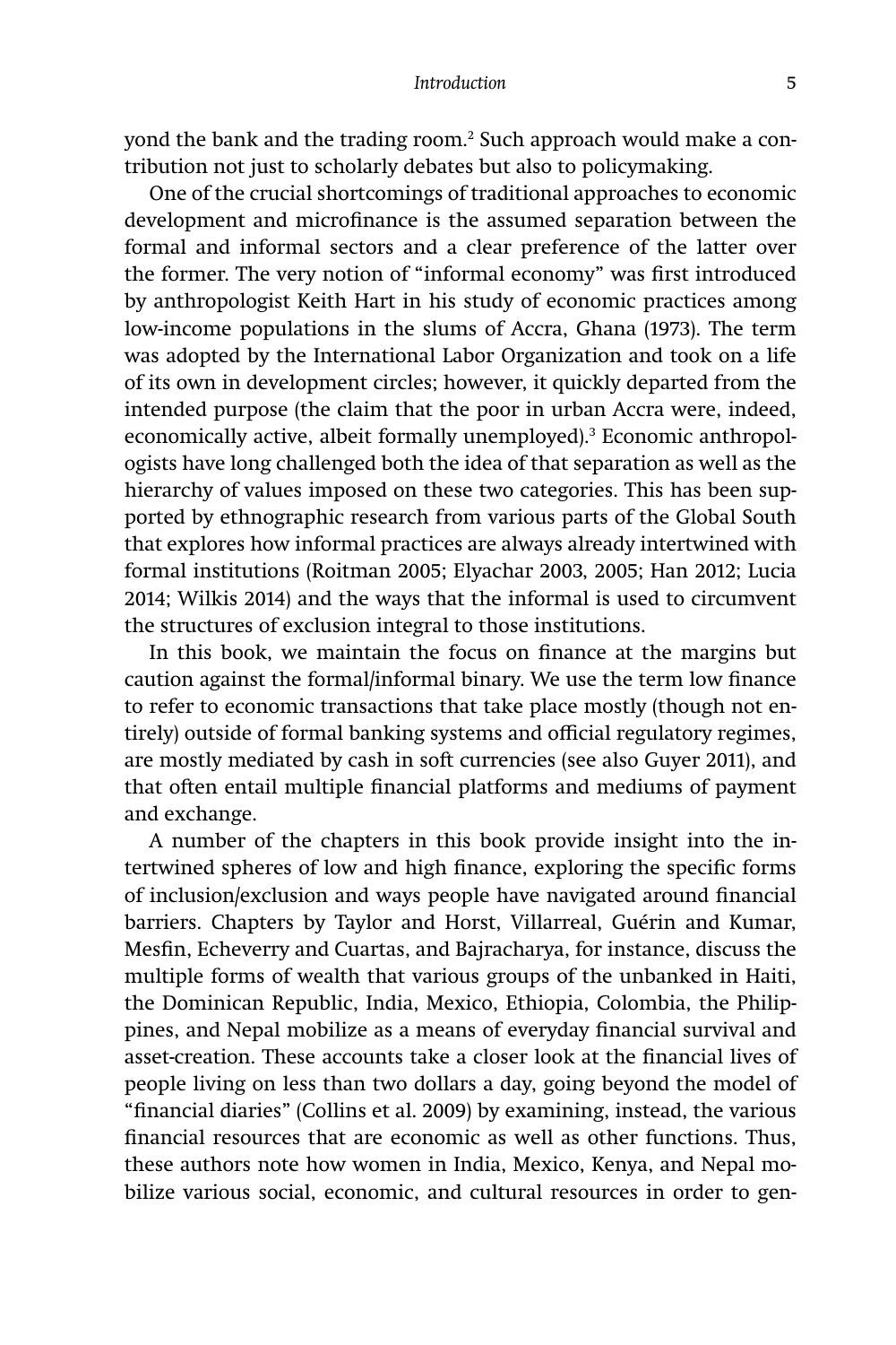yond the bank and the trading room.[2] Such approach would make a contribution not just to scholarly debates but also to policymaking.

One of the crucial shortcomings of traditional approaches to economic development and microfinance is the assumed separation between the formal and informal sectors and a clear preference of the latter over the former. The very notion of "informal economy" was first introduced by anthropologist Keith Hart in his study of economic practices among low-income populations in the slums of Accra, Ghana (1973). The term was adopted by the International Labor Organization and took on a life of its own in development circles; however, it quickly departed from the intended purpose (the claim that the poor in urban Accra were, indeed, economically active, albeit formally unemployed).[3] Economic anthropologists have long challenged both the idea of that separation as well as the hierarchy of values imposed on these two categories. This has been supported by ethnographic research from various parts of the Global South that explores how informal practices are always already intertwined with formal institutions (Roitman 2005; Elyachar 2003, 2005; Han 2012; Lucia 2014; Wilkis 2014) and the ways that the informal is used to circumvent the structures of exclusion integral to those institutions.

In this book, we maintain the focus on finance at the margins but caution against the formal/informal binary. We use the term low finance to refer to economic transactions that take place mostly (though not entirely) outside of formal banking systems and official regulatory regimes, are mostly mediated by cash in soft currencies (see also Guyer 2011), and that often entail multiple financial platforms and mediums of payment and exchange.

A number of the chapters in this book provide insight into the intertwined spheres of low and high finance, exploring the specific forms of inclusion/exclusion and ways people have navigated around financial barriers. Chapters by Taylor and Horst, Villarreal, Guérin and Kumar, Mesfin, Echeverry and Cuartas, and Bajracharya, for instance, discuss the multiple forms of wealth that various groups of the unbanked in Haiti, the Dominican Republic, India, Mexico, Ethiopia, Colombia, the Philippines, and Nepal mobilize as a means of everyday financial survival and asset-creation. These accounts take a closer look at the financial lives of people living on less than two dollars a day, going beyond the model of "financial diaries" (Collins et al. 2009) by examining, instead, the various financial resources that are economic as well as other functions. Thus, these authors note how women in India, Mexico, Kenya, and Nepal mobilize various social, economic, and cultural resources in order to gen-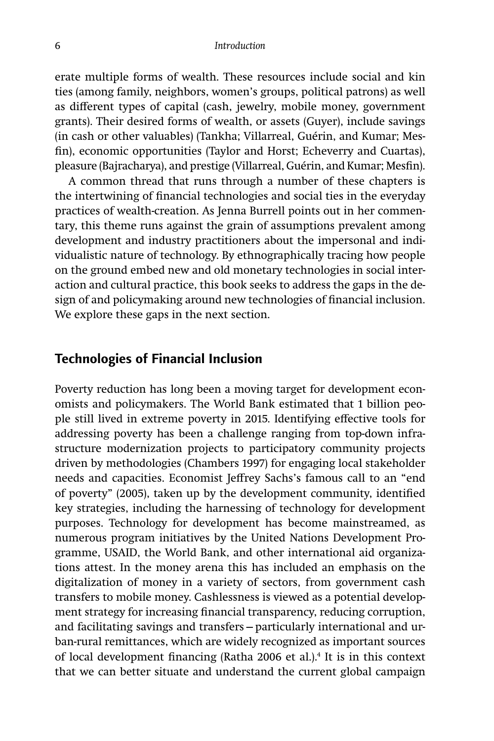erate multiple forms of wealth. These resources include social and kin ties (among family, neighbors, women's groups, political patrons) as well as different types of capital (cash, jewelry, mobile money, government grants). Their desired forms of wealth, or assets (Guyer), include savings (in cash or other valuables) (Tankha; Villarreal, Guérin, and Kumar; Mesfin), economic opportunities (Taylor and Horst; Echeverry and Cuartas), pleasure (Bajracharya), and prestige (Villarreal, Guérin, and Kumar; Mesfin).

A common thread that runs through a number of these chapters is the intertwining of financial technologies and social ties in the everyday practices of wealth-creation. As Jenna Burrell points out in her commentary, this theme runs against the grain of assumptions prevalent among development and industry practitioners about the impersonal and individualistic nature of technology. By ethnographically tracing how people on the ground embed new and old monetary technologies in social interaction and cultural practice, this book seeks to address the gaps in the design of and policymaking around new technologies of financial inclusion. We explore these gaps in the next section.

## Technologies of Financial Inclusion

Poverty reduction has long been a moving target for development economists and policymakers. The World Bank estimated that 1 billion people still lived in extreme poverty in 2015. Identifying effective tools for addressing poverty has been a challenge ranging from top-down infrastructure modernization projects to participatory community projects driven by methodologies (Chambers 1997) for engaging local stakeholder needs and capacities. Economist Jeffrey Sachs's famous call to an "end of poverty" (2005), taken up by the development community, identified key strategies, including the harnessing of technology for development purposes. Technology for development has become mainstreamed, as numerous program initiatives by the United Nations Development Programme, USAID, the World Bank, and other international aid organizations attest. In the money arena this has included an emphasis on the digitalization of money in a variety of sectors, from government cash transfers to mobile money. Cashlessness is viewed as a potential development strategy for increasing financial transparency, reducing corruption, and facilitating savings and transfers – particularly international and urban-rural remittances, which are widely recognized as important sources of local development financing (Ratha 2006 et al.).[4] It is in this context that we can better situate and understand the current global campaign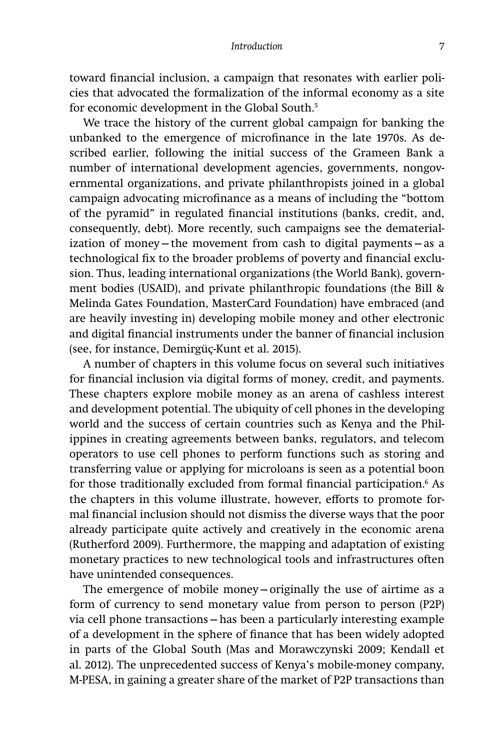toward financial inclusion, a campaign that resonates with earlier policies that advocated the formalization of the informal economy as a site for economic development in the Global South.[5]

We trace the history of the current global campaign for banking the unbanked to the emergence of microfinance in the late 1970s. As described earlier, following the initial success of the Grameen Bank a number of international development agencies, governments, nongovernmental organizations, and private philanthropists joined in a global campaign advocating microfinance as a means of including the "bottom of the pyramid" in regulated financial institutions (banks, credit, and, consequently, debt). More recently, such campaigns see the dematerialization of money – the movement from cash to digital payments – as a technological fix to the broader problems of poverty and financial exclusion. Thus, leading international organizations (the World Bank), government bodies (USAID), and private philanthropic foundations (the Bill & Melinda Gates Foundation, MasterCard Foundation) have embraced (and are heavily investing in) developing mobile money and other electronic and digital financial instruments under the banner of financial inclusion (see, for instance, Demirgüç-Kunt et al. 2015).

A number of chapters in this volume focus on several such initiatives for financial inclusion via digital forms of money, credit, and payments. These chapters explore mobile money as an arena of cashless interest and development potential. The ubiquity of cell phones in the developing world and the success of certain countries such as Kenya and the Philippines in creating agreements between banks, regulators, and telecom operators to use cell phones to perform functions such as storing and transferring value or applying for microloans is seen as a potential boon for those traditionally excluded from formal financial participation.[6] As the chapters in this volume illustrate, however, efforts to promote formal financial inclusion should not dismiss the diverse ways that the poor already participate quite actively and creatively in the economic arena (Rutherford 2009). Furthermore, the mapping and adaptation of existing monetary practices to new technological tools and infrastructures often have unintended consequences.

The emergence of mobile money – originally the use of airtime as a form of currency to send monetary value from person to person (P2P) via cell phone transactions – has been a particularly interesting example of a development in the sphere of finance that has been widely adopted in parts of the Global South (Mas and Morawczynski 2009; Kendall et al. 2012). The unprecedented success of Kenya's mobile-money company, M-PESA, in gaining a greater share of the market of P2P transactions than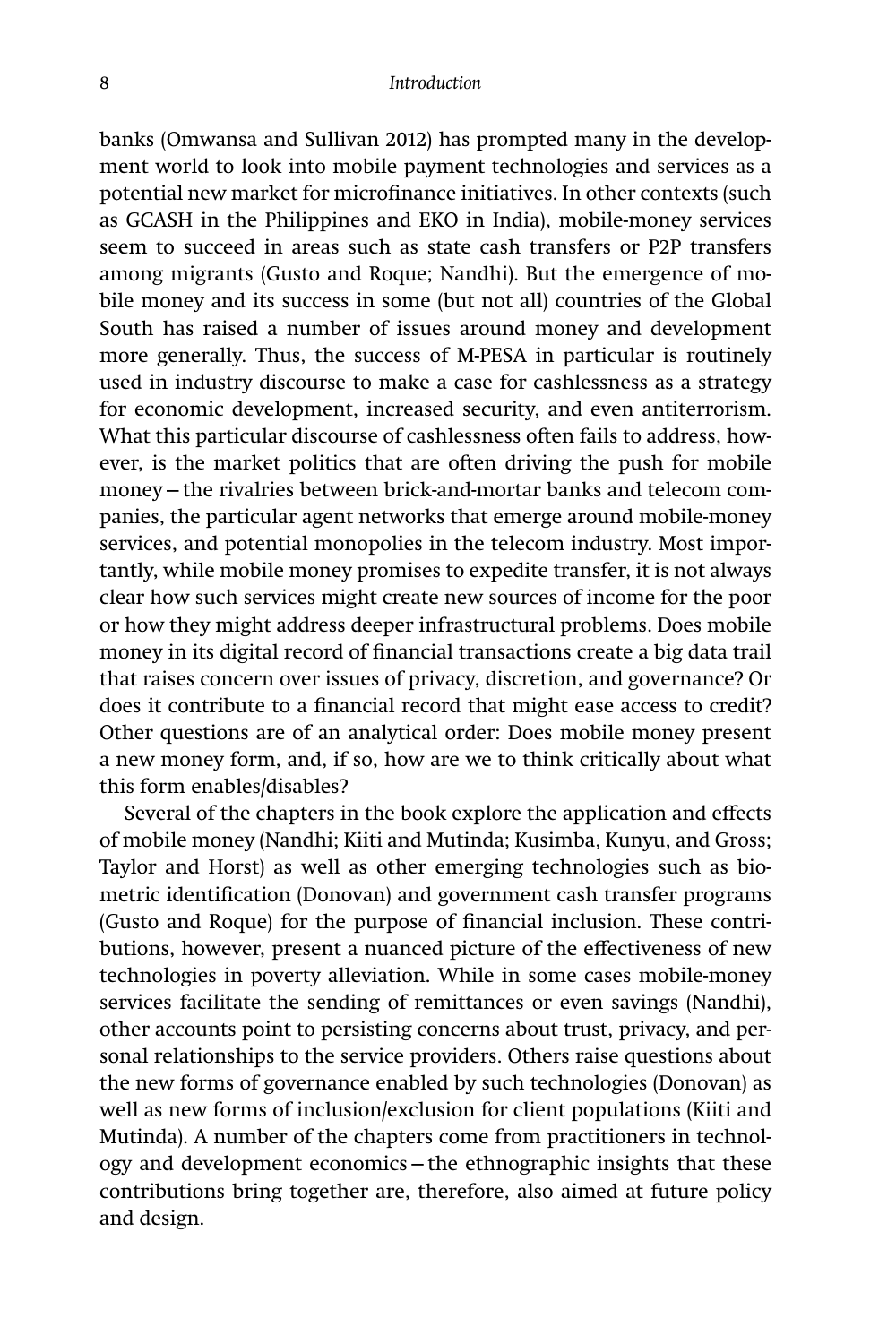banks (Omwansa and Sullivan 2012) has prompted many in the development world to look into mobile payment technologies and services as a potential new market for microfinance initiatives. In other contexts (such as GCASH in the Philippines and EKO in India), mobile-money services seem to succeed in areas such as state cash transfers or P2P transfers among migrants (Gusto and Roque; Nandhi). But the emergence of mobile money and its success in some (but not all) countries of the Global South has raised a number of issues around money and development more generally. Thus, the success of M-PESA in particular is routinely used in industry discourse to make a case for cashlessness as a strategy for economic development, increased security, and even antiterrorism. What this particular discourse of cashlessness often fails to address, however, is the market politics that are often driving the push for mobile money – the rivalries between brick-and-mortar banks and telecom companies, the particular agent networks that emerge around mobile-money services, and potential monopolies in the telecom industry. Most importantly, while mobile money promises to expedite transfer, it is not always clear how such services might create new sources of income for the poor or how they might address deeper infrastructural problems. Does mobile money in its digital record of financial transactions create a big data trail that raises concern over issues of privacy, discretion, and governance? Or does it contribute to a financial record that might ease access to credit? Other questions are of an analytical order: Does mobile money present a new money form, and, if so, how are we to think critically about what this form enables/disables?

Several of the chapters in the book explore the application and effects of mobile money (Nandhi; Kiiti and Mutinda; Kusimba, Kunyu, and Gross; Taylor and Horst) as well as other emerging technologies such as biometric identification (Donovan) and government cash transfer programs (Gusto and Roque) for the purpose of financial inclusion. These contributions, however, present a nuanced picture of the effectiveness of new technologies in poverty alleviation. While in some cases mobile-money services facilitate the sending of remittances or even savings (Nandhi), other accounts point to persisting concerns about trust, privacy, and personal relationships to the service providers. Others raise questions about the new forms of governance enabled by such technologies (Donovan) as well as new forms of inclusion/exclusion for client populations (Kiiti and Mutinda). A number of the chapters come from practitioners in technology and development economics – the ethnographic insights that these contributions bring together are, therefore, also aimed at future policy and design.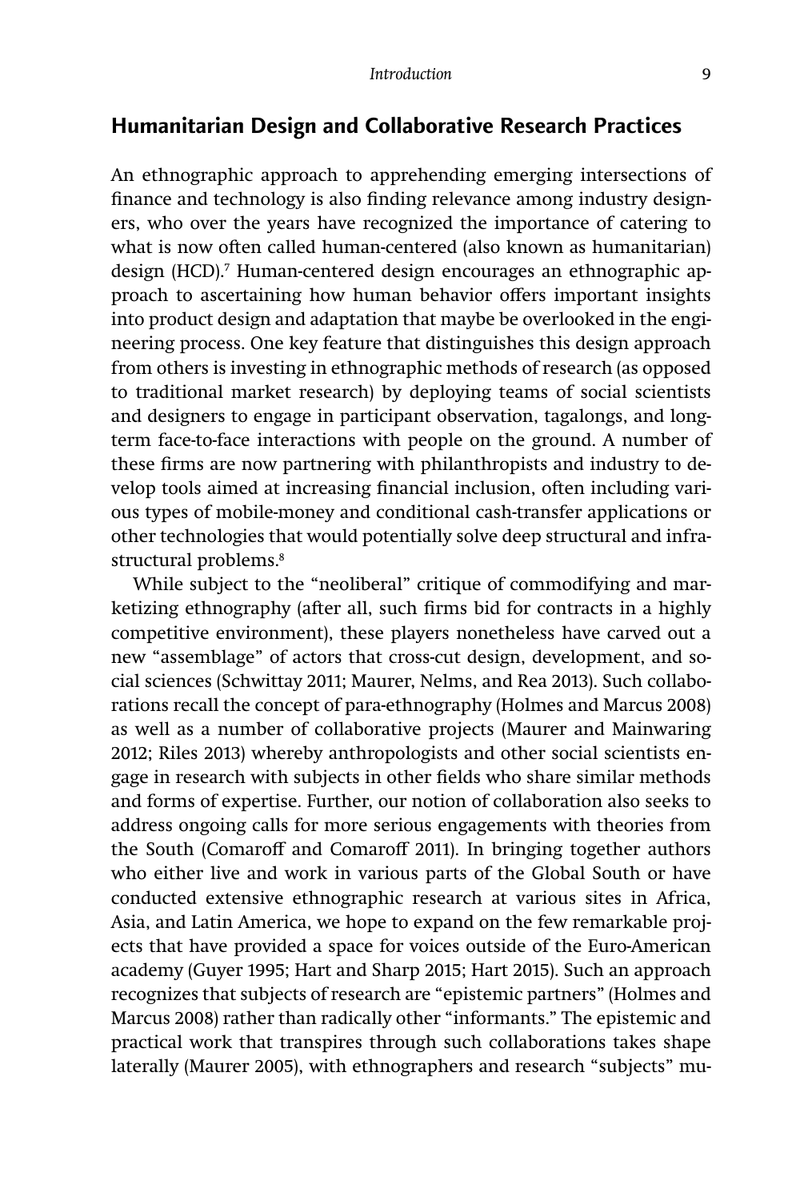## Humanitarian Design and Collaborative Research Practices

An ethnographic approach to apprehending emerging intersections of finance and technology is also finding relevance among industry designers, who over the years have recognized the importance of catering to what is now often called human-centered (also known as humanitarian) design (HCD).[7] Human-centered design encourages an ethnographic approach to ascertaining how human behavior offers important insights into product design and adaptation that maybe be overlooked in the engineering process. One key feature that distinguishes this design approach from others is investing in ethnographic methods of research (as opposed to traditional market research) by deploying teams of social scientists and designers to engage in participant observation, tagalongs, and long-term face-to-face interactions with people on the ground. A number of these firms are now partnering with philanthropists and industry to develop tools aimed at increasing financial inclusion, often including various types of mobile-money and conditional cash-transfer applications or other technologies that would potentially solve deep structural and infrastructural problems.[8]

While subject to the "neoliberal" critique of commodifying and marketizing ethnography (after all, such firms bid for contracts in a highly competitive environment), these players nonetheless have carved out a new "assemblage" of actors that cross-cut design, development, and social sciences (Schwittay 2011; Maurer, Nelms, and Rea 2013). Such collaborations recall the concept of para-ethnography (Holmes and Marcus 2008) as well as a number of collaborative projects (Maurer and Mainwaring 2012; Riles 2013) whereby anthropologists and other social scientists engage in research with subjects in other fields who share similar methods and forms of expertise. Further, our notion of collaboration also seeks to address ongoing calls for more serious engagements with theories from the South (Comaroff and Comaroff 2011). In bringing together authors who either live and work in various parts of the Global South or have conducted extensive ethnographic research at various sites in Africa, Asia, and Latin America, we hope to expand on the few remarkable projects that have provided a space for voices outside of the Euro-American academy (Guyer 1995; Hart and Sharp 2015; Hart 2015). Such an approach recognizes that subjects of research are "epistemic partners" (Holmes and Marcus 2008) rather than radically other "informants." The epistemic and practical work that transpires through such collaborations takes shape laterally (Maurer 2005), with ethnographers and research "subjects" mu-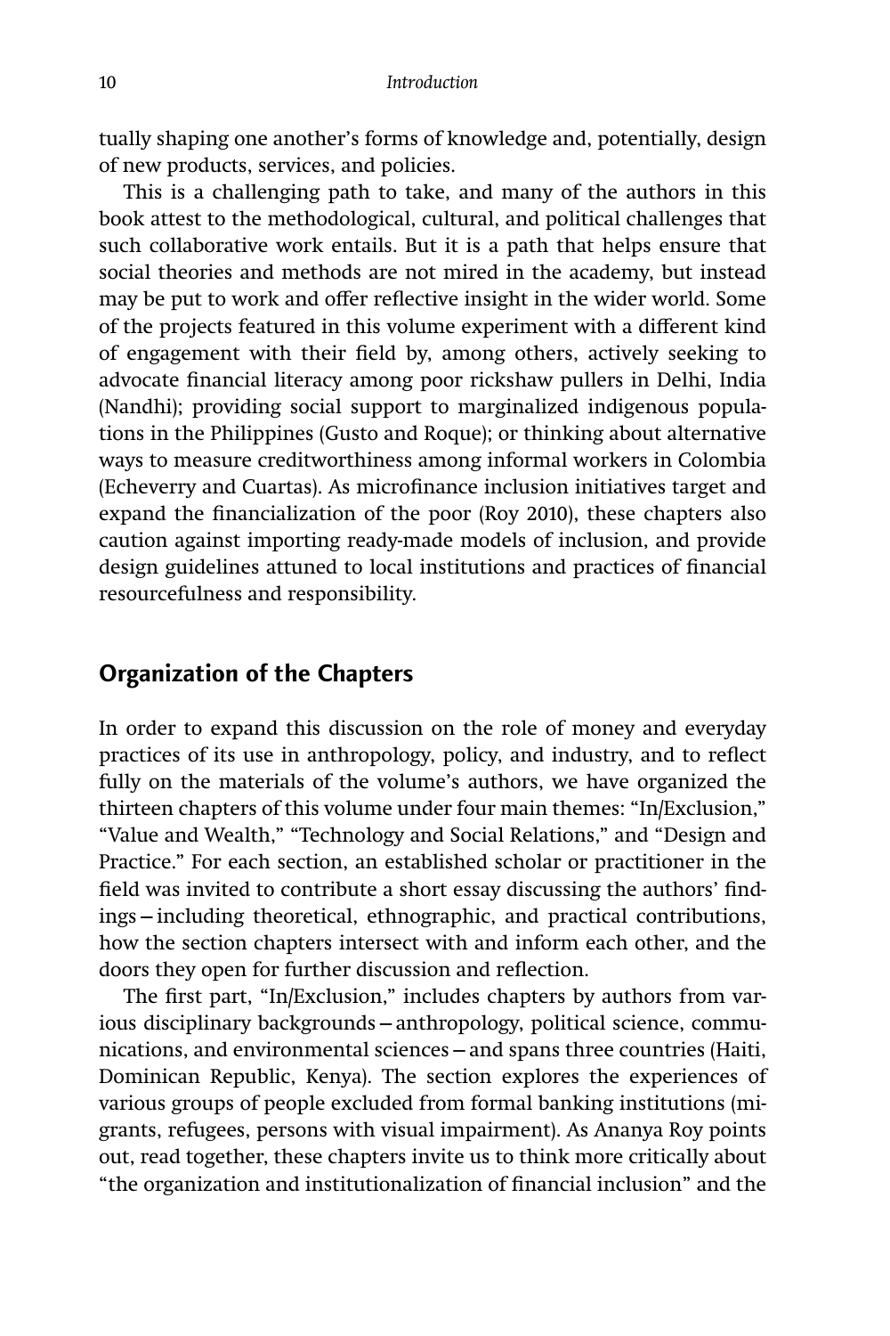tually shaping one another's forms of knowledge and, potentially, design of new products, services, and policies.

This is a challenging path to take, and many of the authors in this book attest to the methodological, cultural, and political challenges that such collaborative work entails. But it is a path that helps ensure that social theories and methods are not mired in the academy, but instead may be put to work and offer reflective insight in the wider world. Some of the projects featured in this volume experiment with a different kind of engagement with their field by, among others, actively seeking to advocate financial literacy among poor rickshaw pullers in Delhi, India (Nandhi); providing social support to marginalized indigenous populations in the Philippines (Gusto and Roque); or thinking about alternative ways to measure creditworthiness among informal workers in Colombia (Echeverry and Cuartas). As microfinance inclusion initiatives target and expand the financialization of the poor (Roy 2010), these chapters also caution against importing ready-made models of inclusion, and provide design guidelines attuned to local institutions and practices of financial resourcefulness and responsibility.

## Organization of the Chapters

In order to expand this discussion on the role of money and everyday practices of its use in anthropology, policy, and industry, and to reflect fully on the materials of the volume's authors, we have organized the thirteen chapters of this volume under four main themes: "In/Exclusion," "Value and Wealth," "Technology and Social Relations," and "Design and Practice." For each section, an established scholar or practitioner in the field was invited to contribute a short essay discussing the authors' findings—including theoretical, ethnographic, and practical contributions, how the section chapters intersect with and inform each other, and the doors they open for further discussion and reflection.

The first part, "In/Exclusion," includes chapters by authors from various disciplinary backgrounds—anthropology, political science, communications, and environmental sciences—and spans three countries (Haiti, Dominican Republic, Kenya). The section explores the experiences of various groups of people excluded from formal banking institutions (migrants, refugees, persons with visual impairment). As Ananya Roy points out, read together, these chapters invite us to think more critically about "the organization and institutionalization of financial inclusion" and the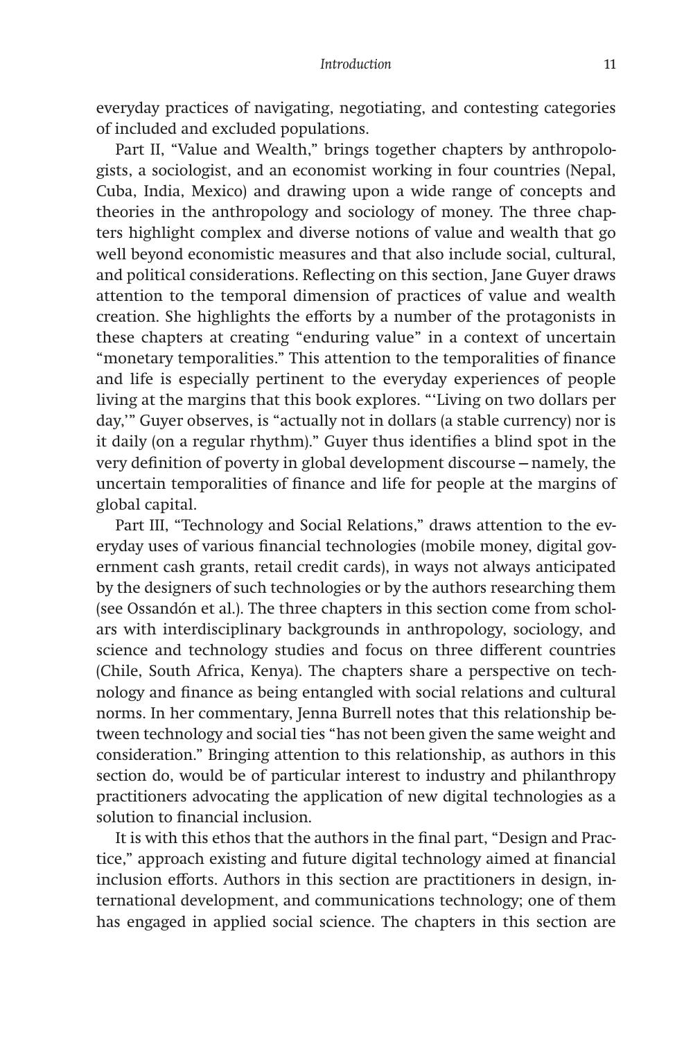everyday practices of navigating, negotiating, and contesting categories of included and excluded populations.

Part II, "Value and Wealth," brings together chapters by anthropologists, a sociologist, and an economist working in four countries (Nepal, Cuba, India, Mexico) and drawing upon a wide range of concepts and theories in the anthropology and sociology of money. The three chapters highlight complex and diverse notions of value and wealth that go well beyond economistic measures and that also include social, cultural, and political considerations. Reflecting on this section, Jane Guyer draws attention to the temporal dimension of practices of value and wealth creation. She highlights the efforts by a number of the protagonists in these chapters at creating "enduring value" in a context of uncertain "monetary temporalities." This attention to the temporalities of finance and life is especially pertinent to the everyday experiences of people living at the margins that this book explores. "'Living on two dollars per day,'" Guyer observes, is "actually not in dollars (a stable currency) nor is it daily (on a regular rhythm)." Guyer thus identifies a blind spot in the very definition of poverty in global development discourse – namely, the uncertain temporalities of finance and life for people at the margins of global capital.

Part III, "Technology and Social Relations," draws attention to the everyday uses of various financial technologies (mobile money, digital government cash grants, retail credit cards), in ways not always anticipated by the designers of such technologies or by the authors researching them (see Ossandón et al.). The three chapters in this section come from scholars with interdisciplinary backgrounds in anthropology, sociology, and science and technology studies and focus on three different countries (Chile, South Africa, Kenya). The chapters share a perspective on technology and finance as being entangled with social relations and cultural norms. In her commentary, Jenna Burrell notes that this relationship between technology and social ties "has not been given the same weight and consideration." Bringing attention to this relationship, as authors in this section do, would be of particular interest to industry and philanthropy practitioners advocating the application of new digital technologies as a solution to financial inclusion.

It is with this ethos that the authors in the final part, "Design and Practice," approach existing and future digital technology aimed at financial inclusion efforts. Authors in this section are practitioners in design, international development, and communications technology; one of them has engaged in applied social science. The chapters in this section are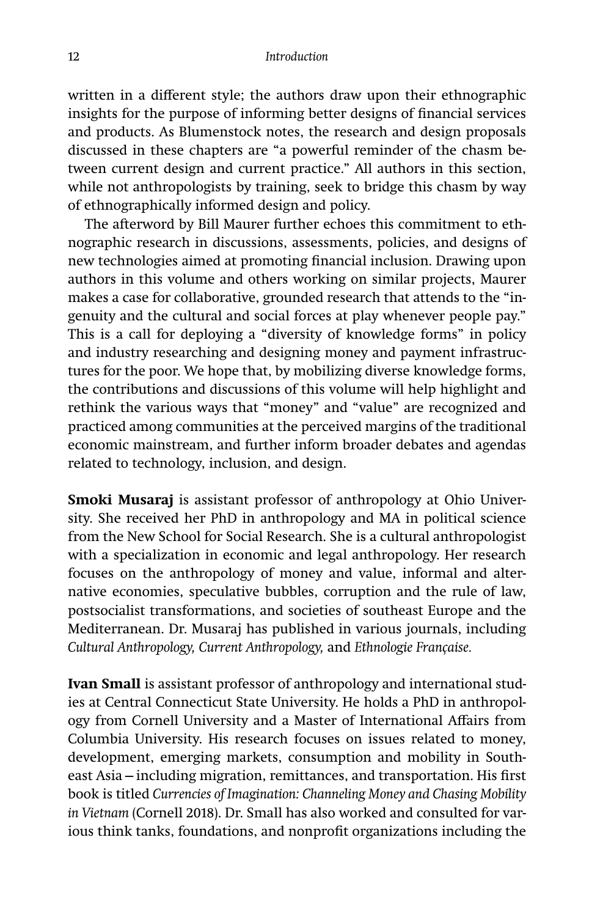written in a different style; the authors draw upon their ethnographic insights for the purpose of informing better designs of financial services and products. As Blumenstock notes, the research and design proposals discussed in these chapters are "a powerful reminder of the chasm between current design and current practice." All authors in this section, while not anthropologists by training, seek to bridge this chasm by way of ethnographically informed design and policy.

The afterword by Bill Maurer further echoes this commitment to ethnographic research in discussions, assessments, policies, and designs of new technologies aimed at promoting financial inclusion. Drawing upon authors in this volume and others working on similar projects, Maurer makes a case for collaborative, grounded research that attends to the "ingenuity and the cultural and social forces at play whenever people pay." This is a call for deploying a "diversity of knowledge forms" in policy and industry researching and designing money and payment infrastructures for the poor. We hope that, by mobilizing diverse knowledge forms, the contributions and discussions of this volume will help highlight and rethink the various ways that "money" and "value" are recognized and practiced among communities at the perceived margins of the traditional economic mainstream, and further inform broader debates and agendas related to technology, inclusion, and design.

**Smoki Musaraj** is assistant professor of anthropology at Ohio University. She received her PhD in anthropology and MA in political science from the New School for Social Research. She is a cultural anthropologist with a specialization in economic and legal anthropology. Her research focuses on the anthropology of money and value, informal and alternative economies, speculative bubbles, corruption and the rule of law, postsocialist transformations, and societies of southeast Europe and the Mediterranean. Dr. Musaraj has published in various journals, including *Cultural Anthropology, Current Anthropology,* and *Ethnologie Française*.

**Ivan Small** is assistant professor of anthropology and international studies at Central Connecticut State University. He holds a PhD in anthropology from Cornell University and a Master of International Affairs from Columbia University. His research focuses on issues related to money, development, emerging markets, consumption and mobility in Southeast Asia – including migration, remittances, and transportation. His first book is titled *Currencies of Imagination: Channeling Money and Chasing Mobility in Vietnam* (Cornell 2018). Dr. Small has also worked and consulted for various think tanks, foundations, and nonprofit organizations including the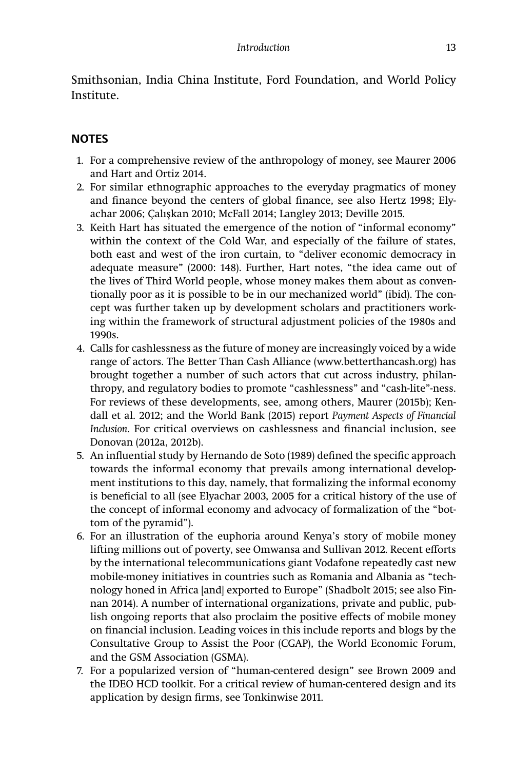Smithsonian, India China Institute, Ford Foundation, and World Policy Institute.

## NOTES

1. For a comprehensive review of the anthropology of money, see Maurer 2006 and Hart and Ortiz 2014.
2. For similar ethnographic approaches to the everyday pragmatics of money and finance beyond the centers of global finance, see also Hertz 1998; Elyachar 2006; Çalışkan 2010; McFall 2014; Langley 2013; Deville 2015.
3. Keith Hart has situated the emergence of the notion of "informal economy" within the context of the Cold War, and especially of the failure of states, both east and west of the iron curtain, to "deliver economic democracy in adequate measure" (2000: 148). Further, Hart notes, "the idea came out of the lives of Third World people, whose money makes them about as conventionally poor as it is possible to be in our mechanized world" (ibid). The concept was further taken up by development scholars and practitioners working within the framework of structural adjustment policies of the 1980s and 1990s.
4. Calls for cashlessness as the future of money are increasingly voiced by a wide range of actors. The Better Than Cash Alliance (www.betterthancash.org) has brought together a number of such actors that cut across industry, philanthropy, and regulatory bodies to promote "cashlessness" and "cash-lite"-ness. For reviews of these developments, see, among others, Maurer (2015b); Kendall et al. 2012; and the World Bank (2015) report *Payment Aspects of Financial Inclusion*. For critical overviews on cashlessness and financial inclusion, see Donovan (2012a, 2012b).
5. An influential study by Hernando de Soto (1989) defined the specific approach towards the informal economy that prevails among international development institutions to this day, namely, that formalizing the informal economy is beneficial to all (see Elyachar 2003, 2005 for a critical history of the use of the concept of informal economy and advocacy of formalization of the "bottom of the pyramid").
6. For an illustration of the euphoria around Kenya's story of mobile money lifting millions out of poverty, see Omwansa and Sullivan 2012. Recent efforts by the international telecommunications giant Vodafone repeatedly cast new mobile-money initiatives in countries such as Romania and Albania as "technology honed in Africa [and] exported to Europe" (Shadbolt 2015; see also Finnan 2014). A number of international organizations, private and public, publish ongoing reports that also proclaim the positive effects of mobile money on financial inclusion. Leading voices in this include reports and blogs by the Consultative Group to Assist the Poor (CGAP), the World Economic Forum, and the GSM Association (GSMA).
7. For a popularized version of "human-centered design" see Brown 2009 and the IDEO HCD toolkit. For a critical review of human-centered design and its application by design firms, see Tonkinwise 2011.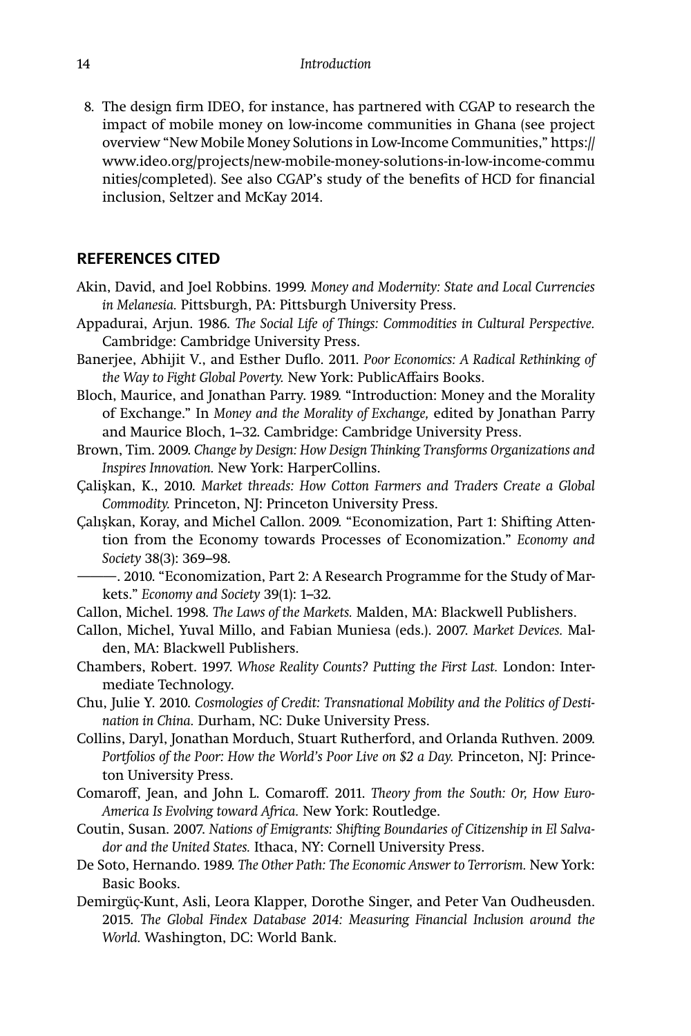8. The design firm IDEO, for instance, has partnered with CGAP to research the impact of mobile money on low-income communities in Ghana (see project overview "New Mobile Money Solutions in Low-Income Communities," https://www.ideo.org/projects/new-mobile-money-solutions-in-low-income-communities/completed). See also CGAP's study of the benefits of HCD for financial inclusion, Seltzer and McKay 2014.

## REFERENCES CITED

Akin, David, and Joel Robbins. 1999. *Money and Modernity: State and Local Currencies in Melanesia.* Pittsburgh, PA: Pittsburgh University Press.

Appadurai, Arjun. 1986. *The Social Life of Things: Commodities in Cultural Perspective.* Cambridge: Cambridge University Press.

Banerjee, Abhijit V., and Esther Duflo. 2011. *Poor Economics: A Radical Rethinking of the Way to Fight Global Poverty.* New York: PublicAffairs Books.

Bloch, Maurice, and Jonathan Parry. 1989. "Introduction: Money and the Morality of Exchange." In *Money and the Morality of Exchange,* edited by Jonathan Parry and Maurice Bloch, 1–32. Cambridge: Cambridge University Press.

Brown, Tim. 2009. *Change by Design: How Design Thinking Transforms Organizations and Inspires Innovation.* New York: HarperCollins.

Çalişkan, K., 2010. *Market threads: How Cotton Farmers and Traders Create a Global Commodity.* Princeton, NJ: Princeton University Press.

Çalışkan, Koray, and Michel Callon. 2009. "Economization, Part 1: Shifting Attention from the Economy towards Processes of Economization." *Economy and Society* 38(3): 369–98.

———. 2010. "Economization, Part 2: A Research Programme for the Study of Markets." *Economy and Society* 39(1): 1–32.

Callon, Michel. 1998. *The Laws of the Markets.* Malden, MA: Blackwell Publishers.

Callon, Michel, Yuval Millo, and Fabian Muniesa (eds.). 2007. *Market Devices.* Malden, MA: Blackwell Publishers.

Chambers, Robert. 1997. *Whose Reality Counts? Putting the First Last.* London: Intermediate Technology.

Chu, Julie Y. 2010. *Cosmologies of Credit: Transnational Mobility and the Politics of Destination in China.* Durham, NC: Duke University Press.

Collins, Daryl, Jonathan Morduch, Stuart Rutherford, and Orlanda Ruthven. 2009. *Portfolios of the Poor: How the World's Poor Live on $2 a Day.* Princeton, NJ: Princeton University Press.

Comaroff, Jean, and John L. Comaroff. 2011. *Theory from the South: Or, How Euro-America Is Evolving toward Africa.* New York: Routledge.

Coutin, Susan. 2007. *Nations of Emigrants: Shifting Boundaries of Citizenship in El Salvador and the United States.* Ithaca, NY: Cornell University Press.

De Soto, Hernando. 1989. *The Other Path: The Economic Answer to Terrorism.* New York: Basic Books.

Demirgüç-Kunt, Asli, Leora Klapper, Dorothe Singer, and Peter Van Oudheusden. 2015. *The Global Findex Database 2014: Measuring Financial Inclusion around the World.* Washington, DC: World Bank.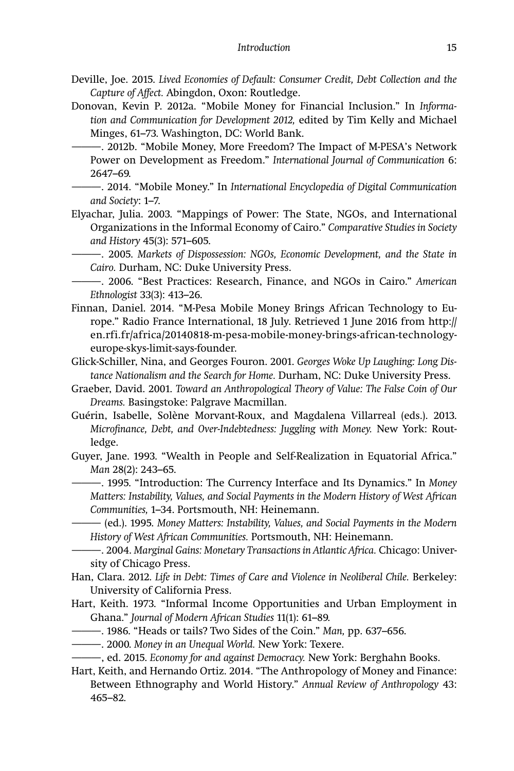Deville, Joe. 2015. *Lived Economies of Default: Consumer Credit, Debt Collection and the Capture of Affect.* Abingdon, Oxon: Routledge.

Donovan, Kevin P. 2012a. "Mobile Money for Financial Inclusion." In *Information and Communication for Development 2012,* edited by Tim Kelly and Michael Minges, 61–73. Washington, DC: World Bank.

———. 2012b. "Mobile Money, More Freedom? The Impact of M-PESA's Network Power on Development as Freedom." *International Journal of Communication* 6: 2647–69.

———. 2014. "Mobile Money." In *International Encyclopedia of Digital Communication and Society*: 1–7.

Elyachar, Julia. 2003. "Mappings of Power: The State, NGOs, and International Organizations in the Informal Economy of Cairo." *Comparative Studies in Society and History* 45(3): 571–605.

———. 2005. *Markets of Dispossession: NGOs, Economic Development, and the State in Cairo.* Durham, NC: Duke University Press.

———. 2006. "Best Practices: Research, Finance, and NGOs in Cairo." *American Ethnologist* 33(3): 413–26.

Finnan, Daniel. 2014. "M-Pesa Mobile Money Brings African Technology to Europe." Radio France International, 18 July. Retrieved 1 June 2016 from http://en.rfi.fr/africa/20140818-m-pesa-mobile-money-brings-african-technology-europe-skys-limit-says-founder.

Glick-Schiller, Nina, and Georges Fouron. 2001. *Georges Woke Up Laughing: Long Distance Nationalism and the Search for Home.* Durham, NC: Duke University Press.

Graeber, David. 2001. *Toward an Anthropological Theory of Value: The False Coin of Our Dreams.* Basingstoke: Palgrave Macmillan.

Guérin, Isabelle, Solène Morvant-Roux, and Magdalena Villarreal (eds.). 2013. *Microfinance, Debt, and Over-Indebtedness: Juggling with Money.* New York: Routledge.

Guyer, Jane. 1993. "Wealth in People and Self-Realization in Equatorial Africa." *Man* 28(2): 243–65.

———. 1995. "Introduction: The Currency Interface and Its Dynamics." In *Money Matters: Instability, Values, and Social Payments in the Modern History of West African Communities,* 1–34. Portsmouth, NH: Heinemann.

——— (ed.). 1995. *Money Matters: Instability, Values, and Social Payments in the Modern History of West African Communities.* Portsmouth, NH: Heinemann.

———. 2004. *Marginal Gains: Monetary Transactions in Atlantic Africa.* Chicago: University of Chicago Press.

Han, Clara. 2012. *Life in Debt: Times of Care and Violence in Neoliberal Chile.* Berkeley: University of California Press.

Hart, Keith. 1973. "Informal Income Opportunities and Urban Employment in Ghana." *Journal of Modern African Studies* 11(1): 61–89.

———. 1986. "Heads or tails? Two Sides of the Coin." *Man,* pp. 637–656.

———. 2000. *Money in an Unequal World.* New York: Texere.

———, ed. 2015. *Economy for and against Democracy.* New York: Berghahn Books.

Hart, Keith, and Hernando Ortiz. 2014. "The Anthropology of Money and Finance: Between Ethnography and World History." *Annual Review of Anthropology* 43: 465–82.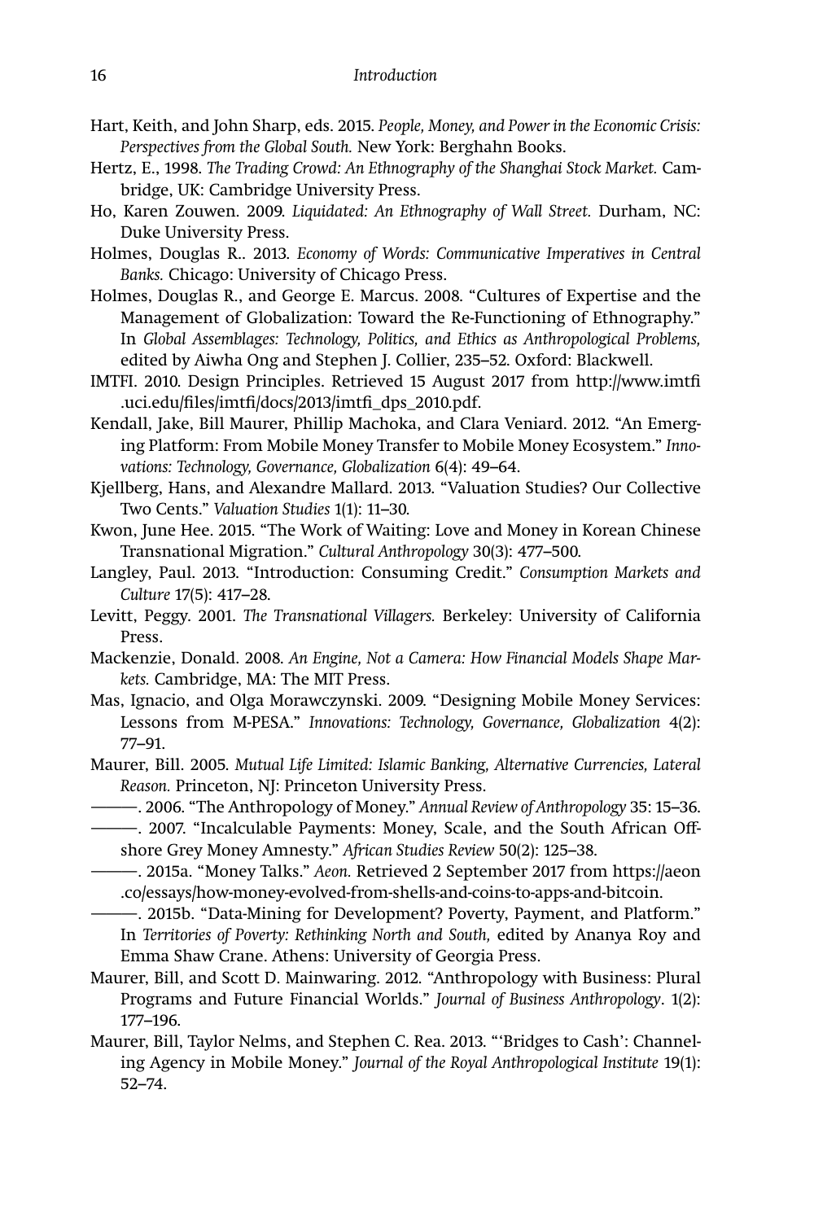Hart, Keith, and John Sharp, eds. 2015. *People, Money, and Power in the Economic Crisis: Perspectives from the Global South.* New York: Berghahn Books.

Hertz, E., 1998. *The Trading Crowd: An Ethnography of the Shanghai Stock Market.* Cambridge, UK: Cambridge University Press.

Ho, Karen Zouwen. 2009. *Liquidated: An Ethnography of Wall Street.* Durham, NC: Duke University Press.

Holmes, Douglas R.. 2013. *Economy of Words: Communicative Imperatives in Central Banks.* Chicago: University of Chicago Press.

Holmes, Douglas R., and George E. Marcus. 2008. "Cultures of Expertise and the Management of Globalization: Toward the Re-Functioning of Ethnography." In *Global Assemblages: Technology, Politics, and Ethics as Anthropological Problems,* edited by Aiwha Ong and Stephen J. Collier, 235–52. Oxford: Blackwell.

IMTFI. 2010. Design Principles. Retrieved 15 August 2017 from http://www.imtfi.uci.edu/files/imtfi/docs/2013/imtfi_dps_2010.pdf.

Kendall, Jake, Bill Maurer, Phillip Machoka, and Clara Veniard. 2012. "An Emerging Platform: From Mobile Money Transfer to Mobile Money Ecosystem." *Innovations: Technology, Governance, Globalization* 6(4): 49–64.

Kjellberg, Hans, and Alexandre Mallard. 2013. "Valuation Studies? Our Collective Two Cents." *Valuation Studies* 1(1): 11–30.

Kwon, June Hee. 2015. "The Work of Waiting: Love and Money in Korean Chinese Transnational Migration." *Cultural Anthropology* 30(3): 477–500.

Langley, Paul. 2013. "Introduction: Consuming Credit." *Consumption Markets and Culture* 17(5): 417–28.

Levitt, Peggy. 2001. *The Transnational Villagers.* Berkeley: University of California Press.

Mackenzie, Donald. 2008. *An Engine, Not a Camera: How Financial Models Shape Markets.* Cambridge, MA: The MIT Press.

Mas, Ignacio, and Olga Morawczynski. 2009. "Designing Mobile Money Services: Lessons from M-PESA." *Innovations: Technology, Governance, Globalization* 4(2): 77–91.

Maurer, Bill. 2005. *Mutual Life Limited: Islamic Banking, Alternative Currencies, Lateral Reason.* Princeton, NJ: Princeton University Press.

———. 2006. "The Anthropology of Money." *Annual Review of Anthropology* 35: 15–36.

———. 2007. "Incalculable Payments: Money, Scale, and the South African Offshore Grey Money Amnesty." *African Studies Review* 50(2): 125–38.

———. 2015a. "Money Talks." *Aeon.* Retrieved 2 September 2017 from https://aeon.co/essays/how-money-evolved-from-shells-and-coins-to-apps-and-bitcoin.

———. 2015b. "Data-Mining for Development? Poverty, Payment, and Platform." In *Territories of Poverty: Rethinking North and South,* edited by Ananya Roy and Emma Shaw Crane. Athens: University of Georgia Press.

Maurer, Bill, and Scott D. Mainwaring. 2012. "Anthropology with Business: Plural Programs and Future Financial Worlds." *Journal of Business Anthropology*. 1(2): 177–196.

Maurer, Bill, Taylor Nelms, and Stephen C. Rea. 2013. "'Bridges to Cash': Channeling Agency in Mobile Money." *Journal of the Royal Anthropological Institute* 19(1): 52–74.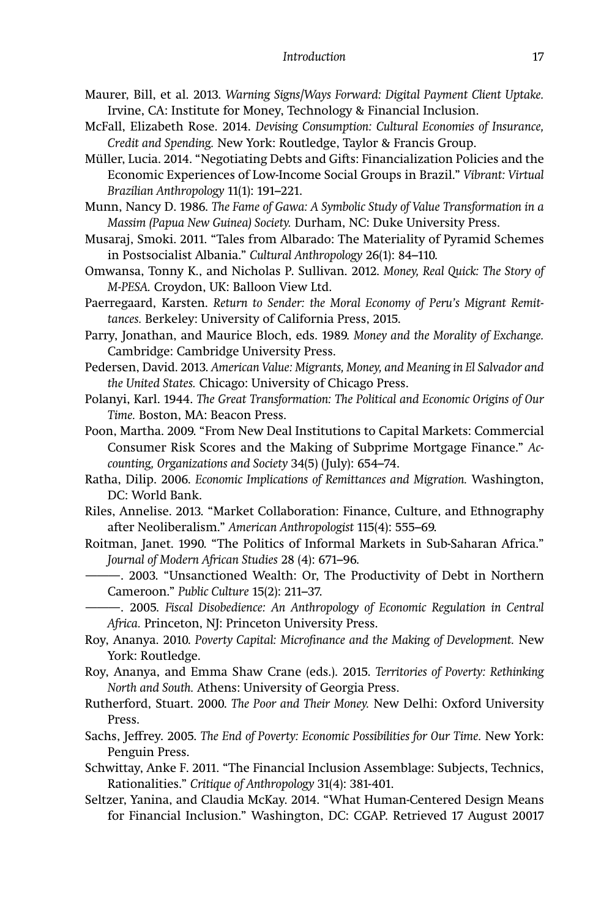Maurer, Bill, et al. 2013. *Warning Signs/Ways Forward: Digital Payment Client Uptake.* Irvine, CA: Institute for Money, Technology & Financial Inclusion.

McFall, Elizabeth Rose. 2014. *Devising Consumption: Cultural Economies of Insurance, Credit and Spending.* New York: Routledge, Taylor & Francis Group.

Müller, Lucia. 2014. "Negotiating Debts and Gifts: Financialization Policies and the Economic Experiences of Low-Income Social Groups in Brazil." *Vibrant: Virtual Brazilian Anthropology* 11(1): 191–221.

Munn, Nancy D. 1986. *The Fame of Gawa: A Symbolic Study of Value Transformation in a Massim (Papua New Guinea) Society.* Durham, NC: Duke University Press.

Musaraj, Smoki. 2011. "Tales from Albarado: The Materiality of Pyramid Schemes in Postsocialist Albania." *Cultural Anthropology* 26(1): 84–110.

Omwansa, Tonny K., and Nicholas P. Sullivan. 2012. *Money, Real Quick: The Story of M-PESA.* Croydon, UK: Balloon View Ltd.

Paerregaard, Karsten. *Return to Sender: the Moral Economy of Peru's Migrant Remittances.* Berkeley: University of California Press, 2015.

Parry, Jonathan, and Maurice Bloch, eds. 1989. *Money and the Morality of Exchange.* Cambridge: Cambridge University Press.

Pedersen, David. 2013. *American Value: Migrants, Money, and Meaning in El Salvador and the United States.* Chicago: University of Chicago Press.

Polanyi, Karl. 1944. *The Great Transformation: The Political and Economic Origins of Our Time.* Boston, MA: Beacon Press.

Poon, Martha. 2009. "From New Deal Institutions to Capital Markets: Commercial Consumer Risk Scores and the Making of Subprime Mortgage Finance." *Accounting, Organizations and Society* 34(5) (July): 654–74.

Ratha, Dilip. 2006. *Economic Implications of Remittances and Migration.* Washington, DC: World Bank.

Riles, Annelise. 2013. "Market Collaboration: Finance, Culture, and Ethnography after Neoliberalism." *American Anthropologist* 115(4): 555–69.

Roitman, Janet. 1990. "The Politics of Informal Markets in Sub-Saharan Africa." *Journal of Modern African Studies* 28 (4): 671–96.

———. 2003. "Unsanctioned Wealth: Or, The Productivity of Debt in Northern Cameroon." *Public Culture* 15(2): 211–37.

———. 2005. *Fiscal Disobedience: An Anthropology of Economic Regulation in Central Africa.* Princeton, NJ: Princeton University Press.

Roy, Ananya. 2010. *Poverty Capital: Microfinance and the Making of Development.* New York: Routledge.

Roy, Ananya, and Emma Shaw Crane (eds.). 2015. *Territories of Poverty: Rethinking North and South.* Athens: University of Georgia Press.

Rutherford, Stuart. 2000. *The Poor and Their Money.* New Delhi: Oxford University Press.

Sachs, Jeffrey. 2005. *The End of Poverty: Economic Possibilities for Our Time.* New York: Penguin Press.

Schwittay, Anke F. 2011. "The Financial Inclusion Assemblage: Subjects, Technics, Rationalities." *Critique of Anthropology* 31(4): 381-401.

Seltzer, Yanina, and Claudia McKay. 2014. "What Human-Centered Design Means for Financial Inclusion." Washington, DC: CGAP. Retrieved 17 August 20017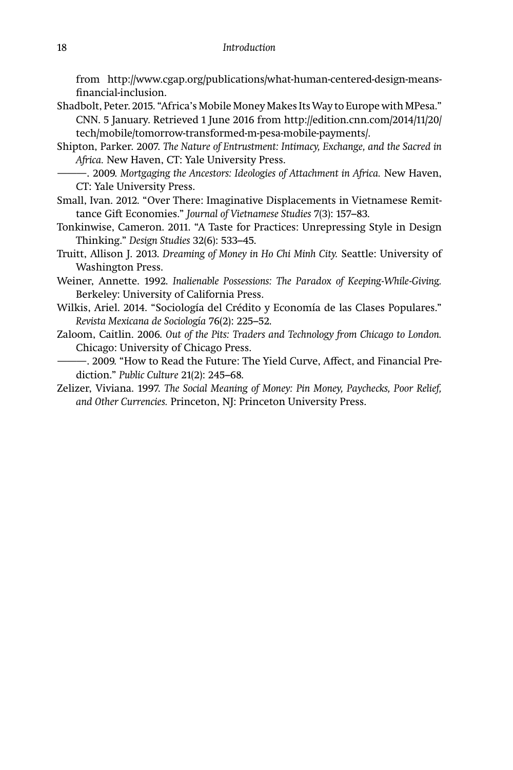from http://www.cgap.org/publications/what-human-centered-design-means-financial-inclusion.

Shadbolt, Peter. 2015. "Africa's Mobile Money Makes Its Way to Europe with MPesa." CNN. 5 January. Retrieved 1 June 2016 from http://edition.cnn.com/2014/11/20/tech/mobile/tomorrow-transformed-m-pesa-mobile-payments/.

Shipton, Parker. 2007. *The Nature of Entrustment: Intimacy, Exchange, and the Sacred in Africa.* New Haven, CT: Yale University Press.

———. 2009. *Mortgaging the Ancestors: Ideologies of Attachment in Africa.* New Haven, CT: Yale University Press.

Small, Ivan. 2012. "Over There: Imaginative Displacements in Vietnamese Remittance Gift Economies." *Journal of Vietnamese Studies* 7(3): 157–83.

Tonkinwise, Cameron. 2011. "A Taste for Practices: Unrepressing Style in Design Thinking." *Design Studies* 32(6): 533–45.

Truitt, Allison J. 2013. *Dreaming of Money in Ho Chi Minh City.* Seattle: University of Washington Press.

Weiner, Annette. 1992. *Inalienable Possessions: The Paradox of Keeping-While-Giving.* Berkeley: University of California Press.

Wilkis, Ariel. 2014. "Sociología del Crédito y Economía de las Clases Populares." *Revista Mexicana de Sociología* 76(2): 225–52.

Zaloom, Caitlin. 2006. *Out of the Pits: Traders and Technology from Chicago to London.* Chicago: University of Chicago Press.

———. 2009. "How to Read the Future: The Yield Curve, Affect, and Financial Prediction." *Public Culture* 21(2): 245–68.

Zelizer, Viviana. 1997. *The Social Meaning of Money: Pin Money, Paychecks, Poor Relief, and Other Currencies.* Princeton, NJ: Princeton University Press.